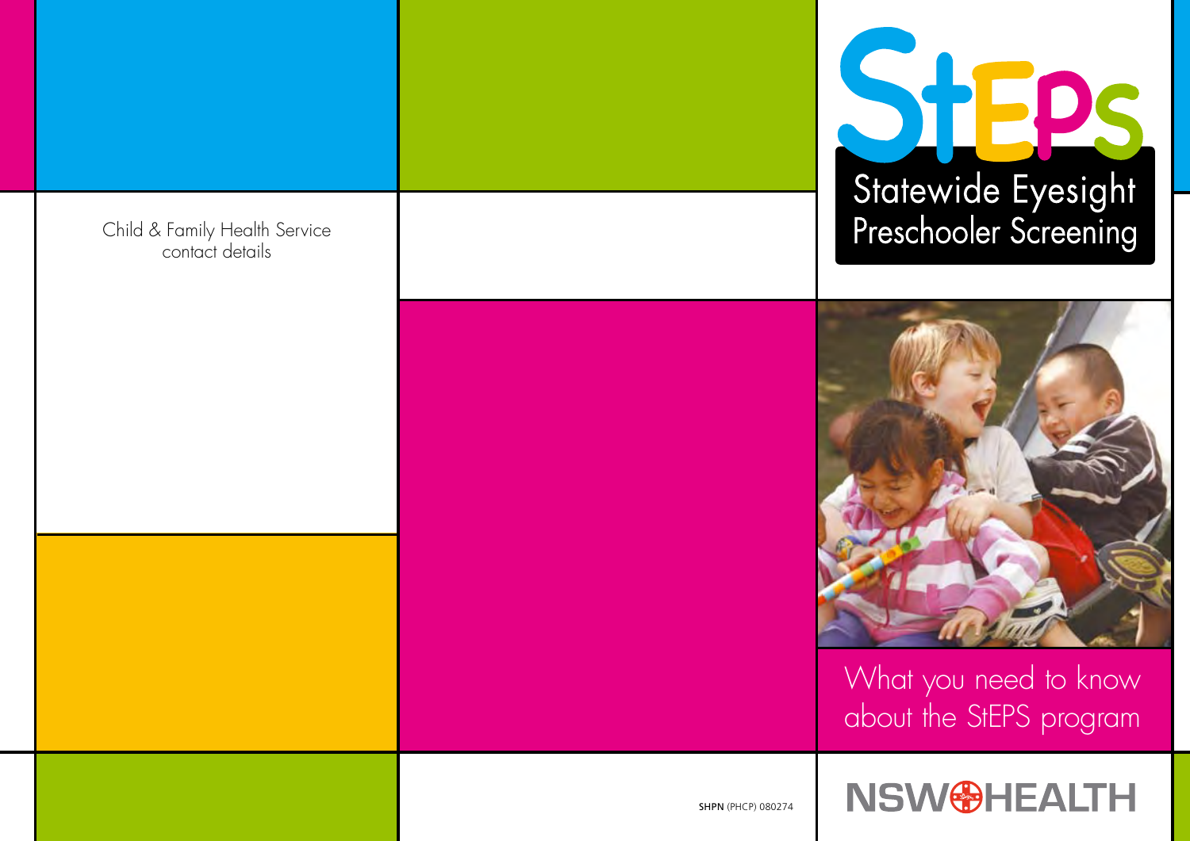Child & Family Health Service
contact details

# StEPS

## Statewide Eyesight Preschooler Screening

What you need to know about the StEPS program

SHPN (PHCP) 080274

NSW HEALTH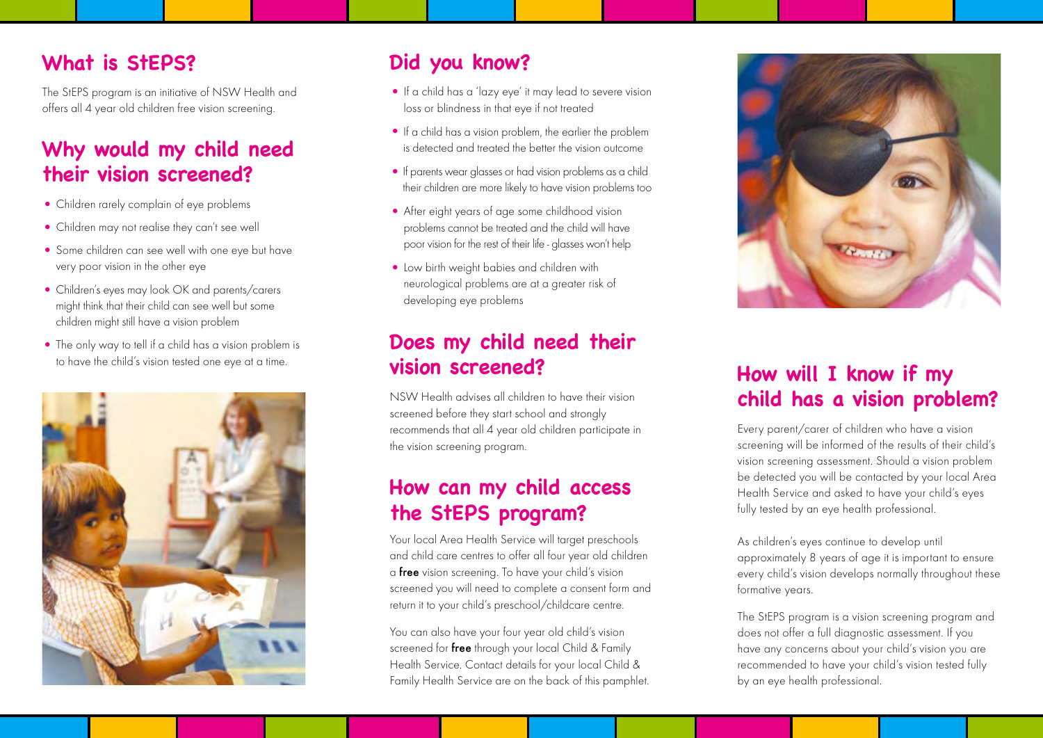## What is StEPS?

The StEPS program is an initiative of NSW Health and offers all 4 year old children free vision screening.

## Why would my child need their vision screened?

- Children rarely complain of eye problems
- Children may not realise they can't see well
- Some children can see well with one eye but have very poor vision in the other eye
- Children's eyes may look OK and parents/carers might think that their child can see well but some children might still have a vision problem
- The only way to tell if a child has a vision problem is to have the child's vision tested one eye at a time.

## Did you know?

- If a child has a 'lazy eye' it may lead to severe vision loss or blindness in that eye if not treated
- If a child has a vision problem, the earlier the problem is detected and treated the better the vision outcome
- If parents wear glasses or had vision problems as a child their children are more likely to have vision problems too
- After eight years of age some childhood vision problems cannot be treated and the child will have poor vision for the rest of their life - glasses won't help
- Low birth weight babies and children with neurological problems are at a greater risk of developing eye problems

## Does my child need their vision screened?

NSW Health advises all children to have their vision screened before they start school and strongly recommends that all 4 year old children participate in the vision screening program.

## How can my child access the StEPS program?

Your local Area Health Service will target preschools and child care centres to offer all four year old children a **free** vision screening. To have your child's vision screened you will need to complete a consent form and return it to your child's preschool/childcare centre.

You can also have your four year old child's vision screened for **free** through your local Child & Family Health Service. Contact details for your local Child & Family Health Service are on the back of this pamphlet.

## How will I know if my child has a vision problem?

Every parent/carer of children who have a vision screening will be informed of the results of their child's vision screening assessment. Should a vision problem be detected you will be contacted by your local Area Health Service and asked to have your child's eyes fully tested by an eye health professional.

As children's eyes continue to develop until approximately 8 years of age it is important to ensure every child's vision develops normally throughout these formative years.

The StEPS program is a vision screening program and does not offer a full diagnostic assessment. If you have any concerns about your child's vision you are recommended to have your child's vision tested fully by an eye health professional.